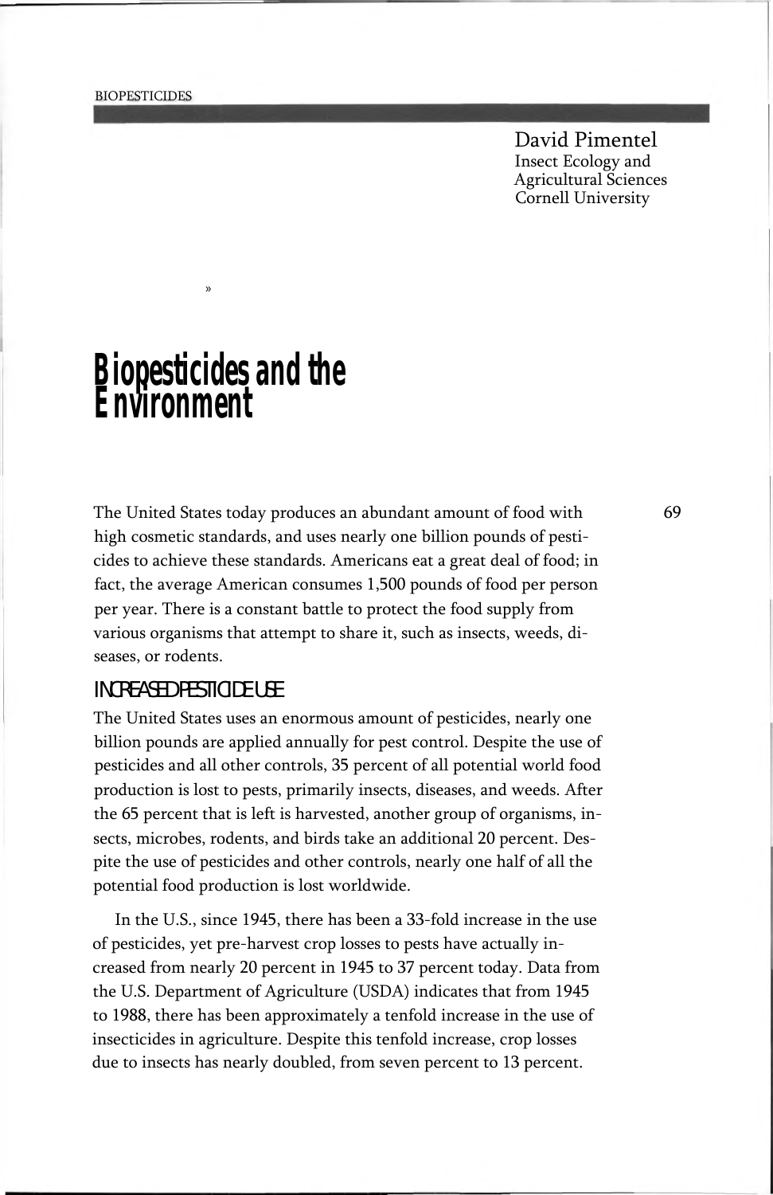David Pimentel
Insect Ecology and Agricultural Sciences
Cornell University

# Biopesticides and the Environment

The United States today produces an abundant amount of food with high cosmetic standards, and uses nearly one billion pounds of pesticides to achieve these standards. Americans eat a great deal of food; in fact, the average American consumes 1,500 pounds of food per person per year. There is a constant battle to protect the food supply from various organisms that attempt to share it, such as insects, weeds, diseases, or rodents.

## INCREASED PESTICIDE USE

The United States uses an enormous amount of pesticides, nearly one billion pounds are applied annually for pest control. Despite the use of pesticides and all other controls, 35 percent of all potential world food production is lost to pests, primarily insects, diseases, and weeds. After the 65 percent that is left is harvested, another group of organisms, insects, microbes, rodents, and birds take an additional 20 percent. Despite the use of pesticides and other controls, nearly one half of all the potential food production is lost worldwide.

In the U.S., since 1945, there has been a 33-fold increase in the use of pesticides, yet pre-harvest crop losses to pests have actually increased from nearly 20 percent in 1945 to 37 percent today. Data from the U.S. Department of Agriculture (USDA) indicates that from 1945 to 1988, there has been approximately a tenfold increase in the use of insecticides in agriculture. Despite this tenfold increase, crop losses due to insects has nearly doubled, from seven percent to 13 percent.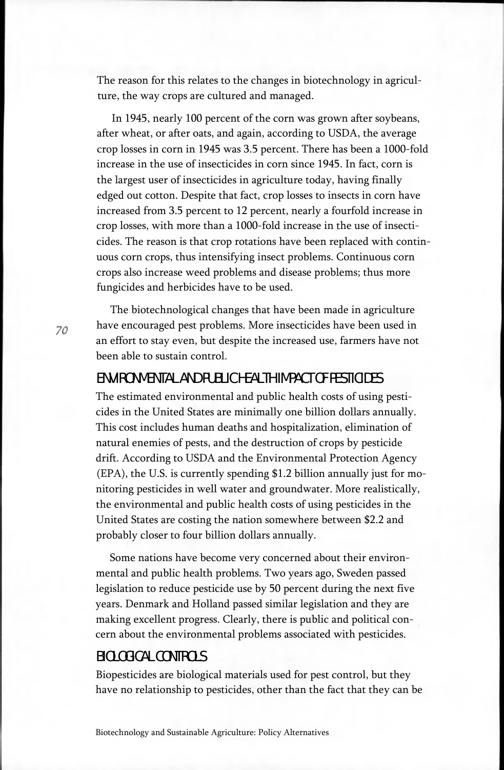The reason for this relates to the changes in biotechnology in agriculture, the way crops are cultured and managed.

In 1945, nearly 100 percent of the corn was grown after soybeans, after wheat, or after oats, and again, according to USDA, the average crop losses in corn in 1945 was 3.5 percent. There has been a 1000-fold increase in the use of insecticides in corn since 1945. In fact, corn is the largest user of insecticides in agriculture today, having finally edged out cotton. Despite that fact, crop losses to insects in corn have increased from 3.5 percent to 12 percent, nearly a fourfold increase in crop losses, with more than a 1000-fold increase in the use of insecticides. The reason is that crop rotations have been replaced with continuous corn crops, thus intensifying insect problems. Continuous corn crops also increase weed problems and disease problems; thus more fungicides and herbicides have to be used.

The biotechnological changes that have been made in agriculture have encouraged pest problems. More insecticides have been used in an effort to stay even, but despite the increased use, farmers have not been able to sustain control.

## ENVIRONMENTAL AND PUBLIC HEALTH IMPACT OF PESTICIDES

The estimated environmental and public health costs of using pesticides in the United States are minimally one billion dollars annually. This cost includes human deaths and hospitalization, elimination of natural enemies of pests, and the destruction of crops by pesticide drift. According to USDA and the Environmental Protection Agency (EPA), the U.S. is currently spending $1.2 billion annually just for monitoring pesticides in well water and groundwater. More realistically, the environmental and public health costs of using pesticides in the United States are costing the nation somewhere between $2.2 and probably closer to four billion dollars annually.

Some nations have become very concerned about their environmental and public health problems. Two years ago, Sweden passed legislation to reduce pesticide use by 50 percent during the next five years. Denmark and Holland passed similar legislation and they are making excellent progress. Clearly, there is public and political concern about the environmental problems associated with pesticides.

## BIOLOGICAL CONTROLS

Biopesticides are biological materials used for pest control, but they have no relationship to pesticides, other than the fact that they can be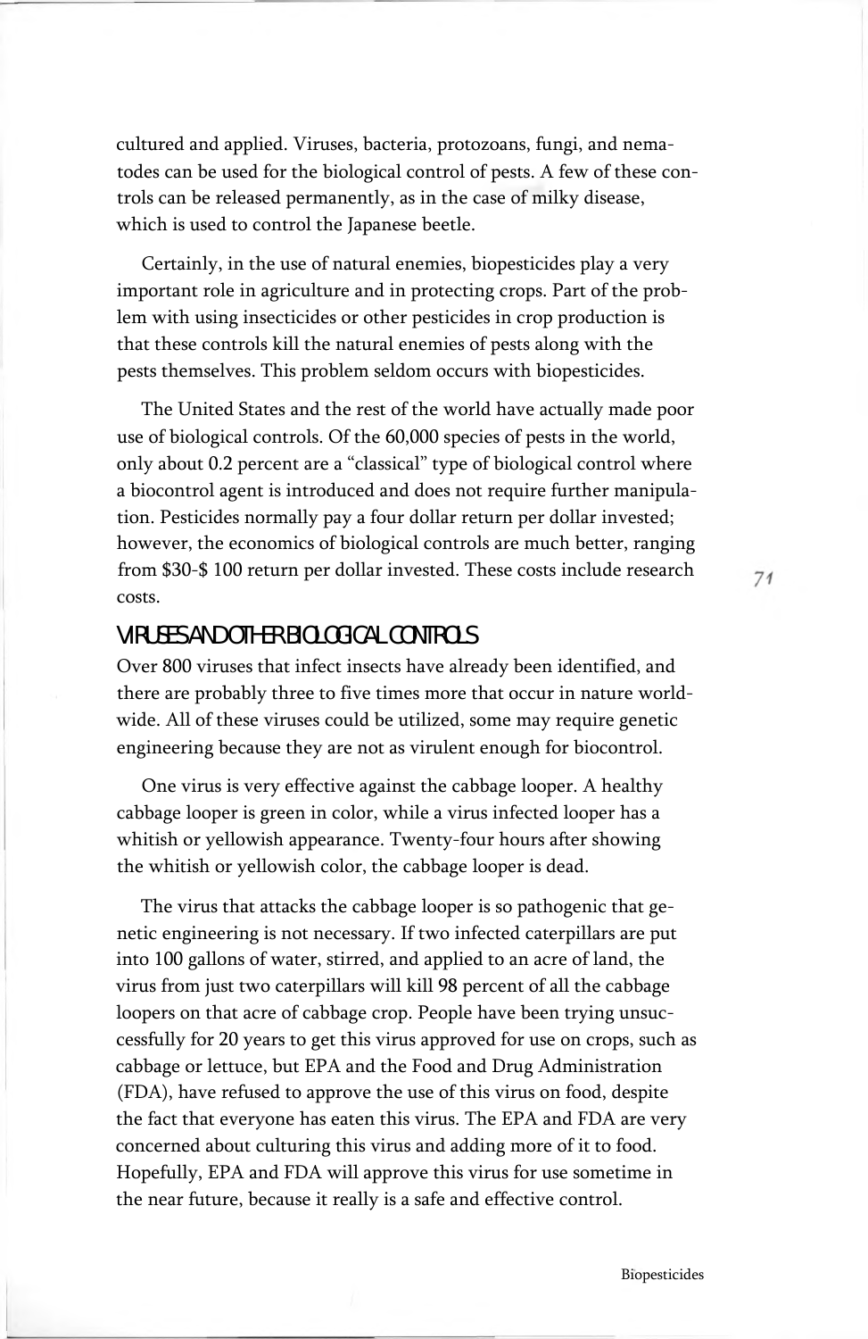cultured and applied. Viruses, bacteria, protozoans, fungi, and nematodes can be used for the biological control of pests. A few of these controls can be released permanently, as in the case of milky disease, which is used to control the Japanese beetle.

Certainly, in the use of natural enemies, biopesticides play a very important role in agriculture and in protecting crops. Part of the problem with using insecticides or other pesticides in crop production is that these controls kill the natural enemies of pests along with the pests themselves. This problem seldom occurs with biopesticides.

The United States and the rest of the world have actually made poor use of biological controls. Of the 60,000 species of pests in the world, only about 0.2 percent are a "classical" type of biological control where a biocontrol agent is introduced and does not require further manipulation. Pesticides normally pay a four dollar return per dollar invested; however, the economics of biological controls are much better, ranging from $30-$ 100 return per dollar invested. These costs include research costs.

## VIRUSES AND OTHER BIOLOGICAL CONTROLS

Over 800 viruses that infect insects have already been identified, and there are probably three to five times more that occur in nature worldwide. All of these viruses could be utilized, some may require genetic engineering because they are not as virulent enough for biocontrol.

One virus is very effective against the cabbage looper. A healthy cabbage looper is green in color, while a virus infected looper has a whitish or yellowish appearance. Twenty-four hours after showing the whitish or yellowish color, the cabbage looper is dead.

The virus that attacks the cabbage looper is so pathogenic that genetic engineering is not necessary. If two infected caterpillars are put into 100 gallons of water, stirred, and applied to an acre of land, the virus from just two caterpillars will kill 98 percent of all the cabbage loopers on that acre of cabbage crop. People have been trying unsuccessfully for 20 years to get this virus approved for use on crops, such as cabbage or lettuce, but EPA and the Food and Drug Administration (FDA), have refused to approve the use of this virus on food, despite the fact that everyone has eaten this virus. The EPA and FDA are very concerned about culturing this virus and adding more of it to food. Hopefully, EPA and FDA will approve this virus for use sometime in the near future, because it really is a safe and effective control.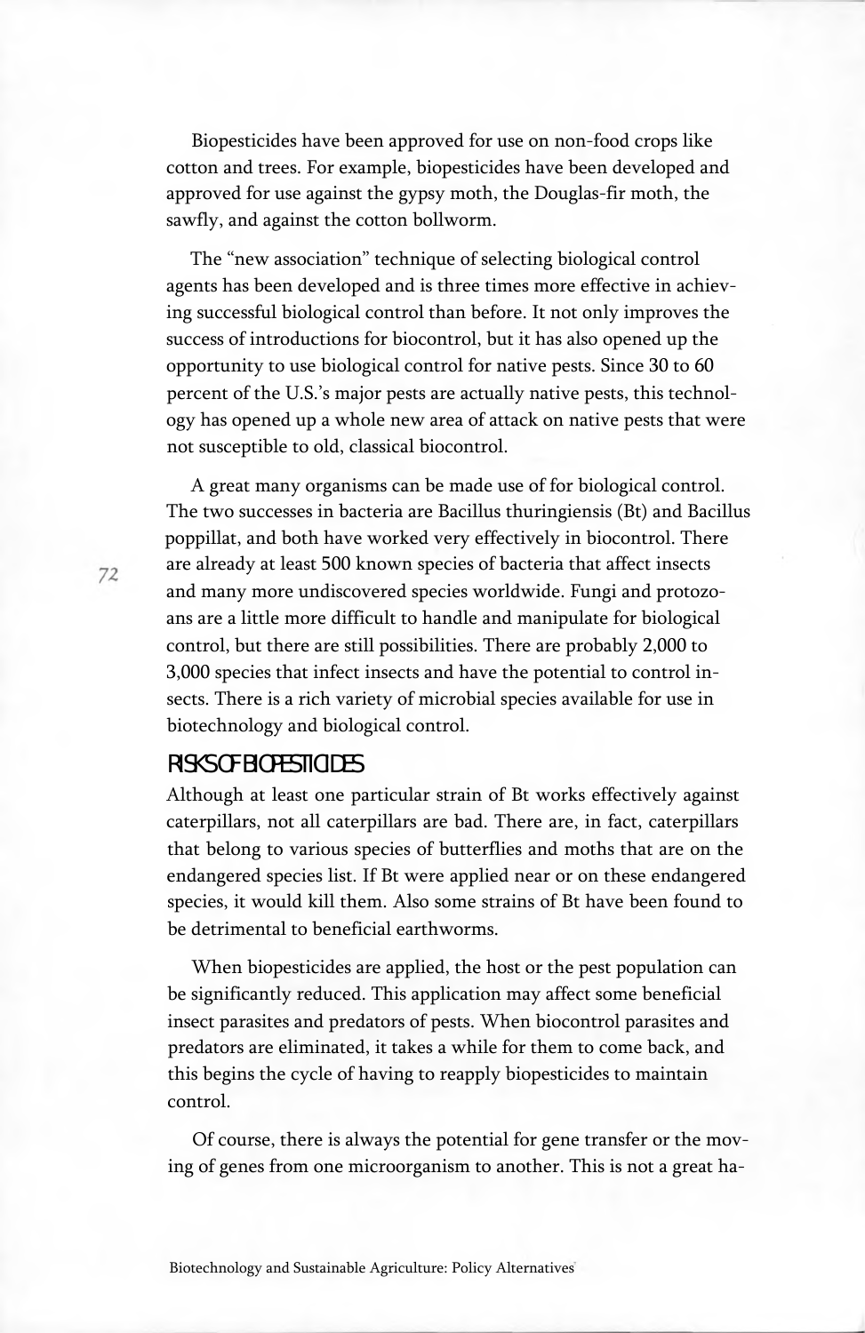Biopesticides have been approved for use on non-food crops like cotton and trees. For example, biopesticides have been developed and approved for use against the gypsy moth, the Douglas-fir moth, the sawfly, and against the cotton bollworm.

The "new association" technique of selecting biological control agents has been developed and is three times more effective in achieving successful biological control than before. It not only improves the success of introductions for biocontrol, but it has also opened up the opportunity to use biological control for native pests. Since 30 to 60 percent of the U.S.'s major pests are actually native pests, this technology has opened up a whole new area of attack on native pests that were not susceptible to old, classical biocontrol.

A great many organisms can be made use of for biological control. The two successes in bacteria are Bacillus thuringiensis (Bt) and Bacillus poppillat, and both have worked very effectively in biocontrol. There are already at least 500 known species of bacteria that affect insects and many more undiscovered species worldwide. Fungi and protozoans are a little more difficult to handle and manipulate for biological control, but there are still possibilities. There are probably 2,000 to 3,000 species that infect insects and have the potential to control insects. There is a rich variety of microbial species available for use in biotechnology and biological control.

## RISKS OF BIOPESTICIDES

Although at least one particular strain of Bt works effectively against caterpillars, not all caterpillars are bad. There are, in fact, caterpillars that belong to various species of butterflies and moths that are on the endangered species list. If Bt were applied near or on these endangered species, it would kill them. Also some strains of Bt have been found to be detrimental to beneficial earthworms.

When biopesticides are applied, the host or the pest population can be significantly reduced. This application may affect some beneficial insect parasites and predators of pests. When biocontrol parasites and predators are eliminated, it takes a while for them to come back, and this begins the cycle of having to reapply biopesticides to maintain control.

Of course, there is always the potential for gene transfer or the moving of genes from one microorganism to another. This is not a great ha-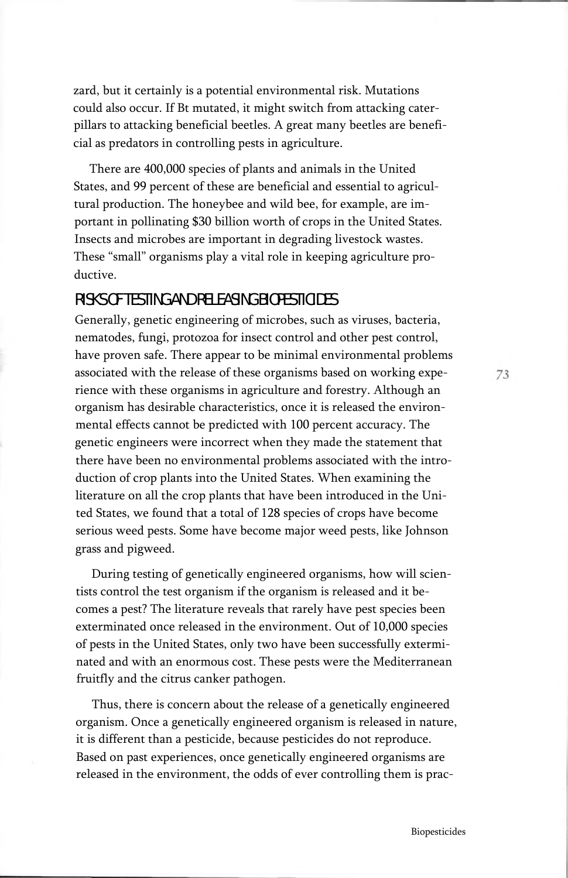zard, but it certainly is a potential environmental risk. Mutations could also occur. If Bt mutated, it might switch from attacking caterpillars to attacking beneficial beetles. A great many beetles are beneficial as predators in controlling pests in agriculture.

There are 400,000 species of plants and animals in the United States, and 99 percent of these are beneficial and essential to agricultural production. The honeybee and wild bee, for example, are important in pollinating $30 billion worth of crops in the United States. Insects and microbes are important in degrading livestock wastes. These "small" organisms play a vital role in keeping agriculture productive.

## RISKS OF TESTING AND RELEASING BIOPESTICIDES

Generally, genetic engineering of microbes, such as viruses, bacteria, nematodes, fungi, protozoa for insect control and other pest control, have proven safe. There appear to be minimal environmental problems associated with the release of these organisms based on working experience with these organisms in agriculture and forestry. Although an organism has desirable characteristics, once it is released the environmental effects cannot be predicted with 100 percent accuracy. The genetic engineers were incorrect when they made the statement that there have been no environmental problems associated with the introduction of crop plants into the United States. When examining the literature on all the crop plants that have been introduced in the United States, we found that a total of 128 species of crops have become serious weed pests. Some have become major weed pests, like Johnson grass and pigweed.

During testing of genetically engineered organisms, how will scientists control the test organism if the organism is released and it becomes a pest? The literature reveals that rarely have pest species been exterminated once released in the environment. Out of 10,000 species of pests in the United States, only two have been successfully exterminated and with an enormous cost. These pests were the Mediterranean fruitfly and the citrus canker pathogen.

Thus, there is concern about the release of a genetically engineered organism. Once a genetically engineered organism is released in nature, it is different than a pesticide, because pesticides do not reproduce. Based on past experiences, once genetically engineered organisms are released in the environment, the odds of ever controlling them is prac-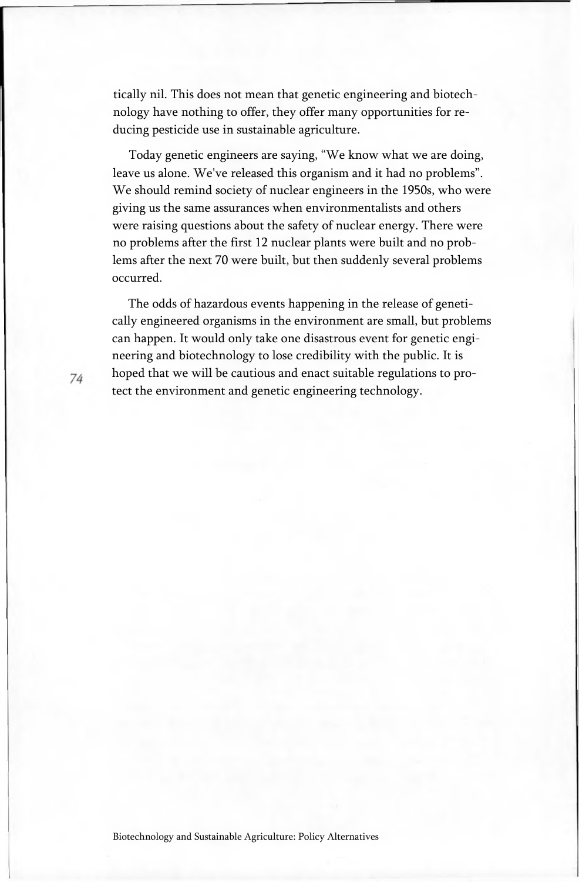tically nil. This does not mean that genetic engineering and biotechnology have nothing to offer, they offer many opportunities for reducing pesticide use in sustainable agriculture.

Today genetic engineers are saying, "We know what we are doing, leave us alone. We've released this organism and it had no problems". We should remind society of nuclear engineers in the 1950s, who were giving us the same assurances when environmentalists and others were raising questions about the safety of nuclear energy. There were no problems after the first 12 nuclear plants were built and no problems after the next 70 were built, but then suddenly several problems occurred.

The odds of hazardous events happening in the release of genetically engineered organisms in the environment are small, but problems can happen. It would only take one disastrous event for genetic engineering and biotechnology to lose credibility with the public. It is hoped that we will be cautious and enact suitable regulations to protect the environment and genetic engineering technology.